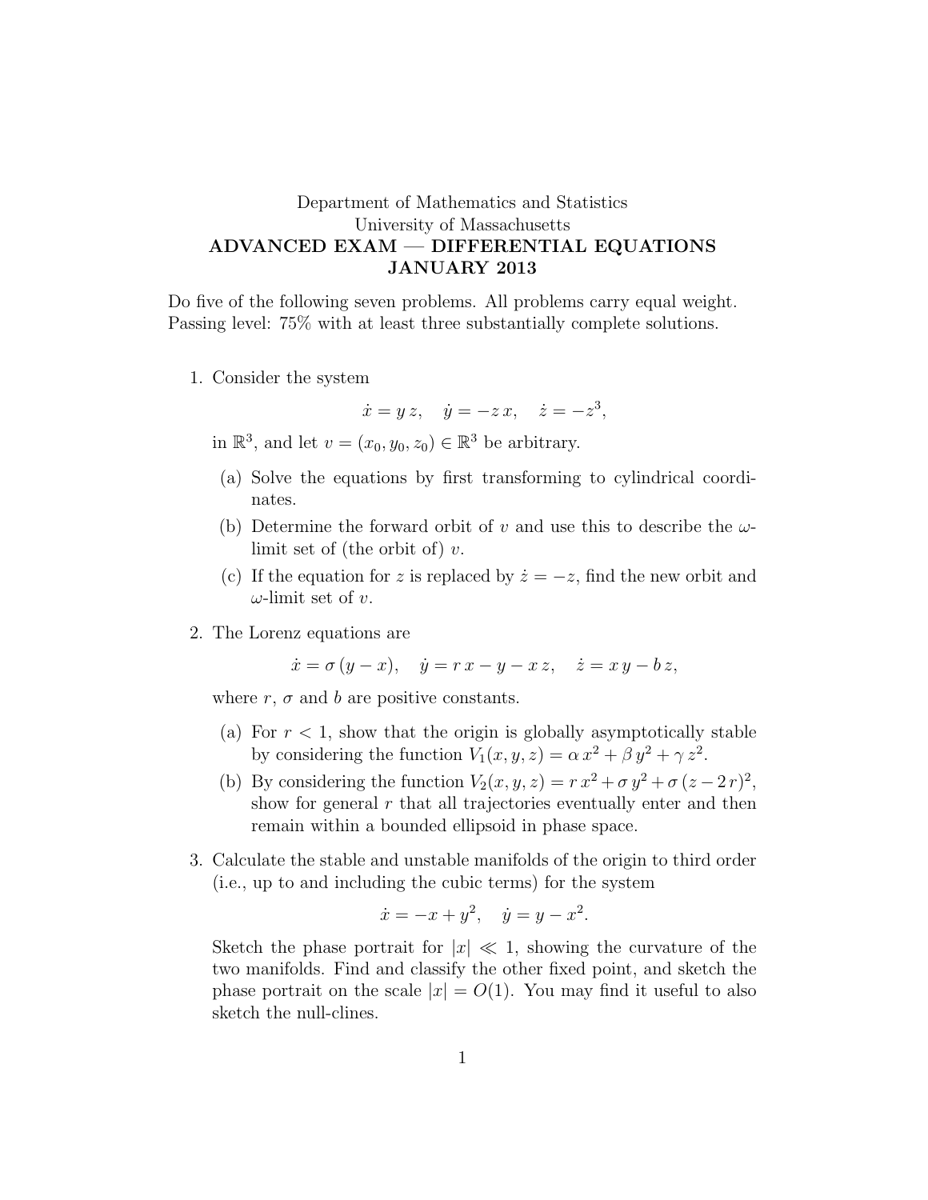Department of Mathematics and Statistics
University of Massachusetts

**ADVANCED EXAM — DIFFERENTIAL EQUATIONS**
**JANUARY 2013**

Do five of the following seven problems. All problems carry equal weight. Passing level: 75% with at least three substantially complete solutions.

1. Consider the system

$$\dot{x} = y\,z, \quad \dot{y} = -z\,x, \quad \dot{z} = -z^3,$$

in $\mathbb{R}^3$, and let $v = (x_0, y_0, z_0) \in \mathbb{R}^3$ be arbitrary.

   (a) Solve the equations by first transforming to cylindrical coordinates.

   (b) Determine the forward orbit of $v$ and use this to describe the $\omega$-limit set of (the orbit of) $v$.

   (c) If the equation for $z$ is replaced by $\dot{z} = -z$, find the new orbit and $\omega$-limit set of $v$.

2. The Lorenz equations are

$$\dot{x} = \sigma\,(y - x), \quad \dot{y} = r\,x - y - x\,z, \quad \dot{z} = x\,y - b\,z,$$

where $r$, $\sigma$ and $b$ are positive constants.

   (a) For $r < 1$, show that the origin is globally asymptotically stable by considering the function $V_1(x, y, z) = \alpha\,x^2 + \beta\,y^2 + \gamma\,z^2$.

   (b) By considering the function $V_2(x, y, z) = r\,x^2 + \sigma\,y^2 + \sigma\,(z - 2\,r)^2$, show for general $r$ that all trajectories eventually enter and then remain within a bounded ellipsoid in phase space.

3. Calculate the stable and unstable manifolds of the origin to third order (i.e., up to and including the cubic terms) for the system

$$\dot{x} = -x + y^2, \quad \dot{y} = y - x^2.$$

Sketch the phase portrait for $|x| \ll 1$, showing the curvature of the two manifolds. Find and classify the other fixed point, and sketch the phase portrait on the scale $|x| = O(1)$. You may find it useful to also sketch the null-clines.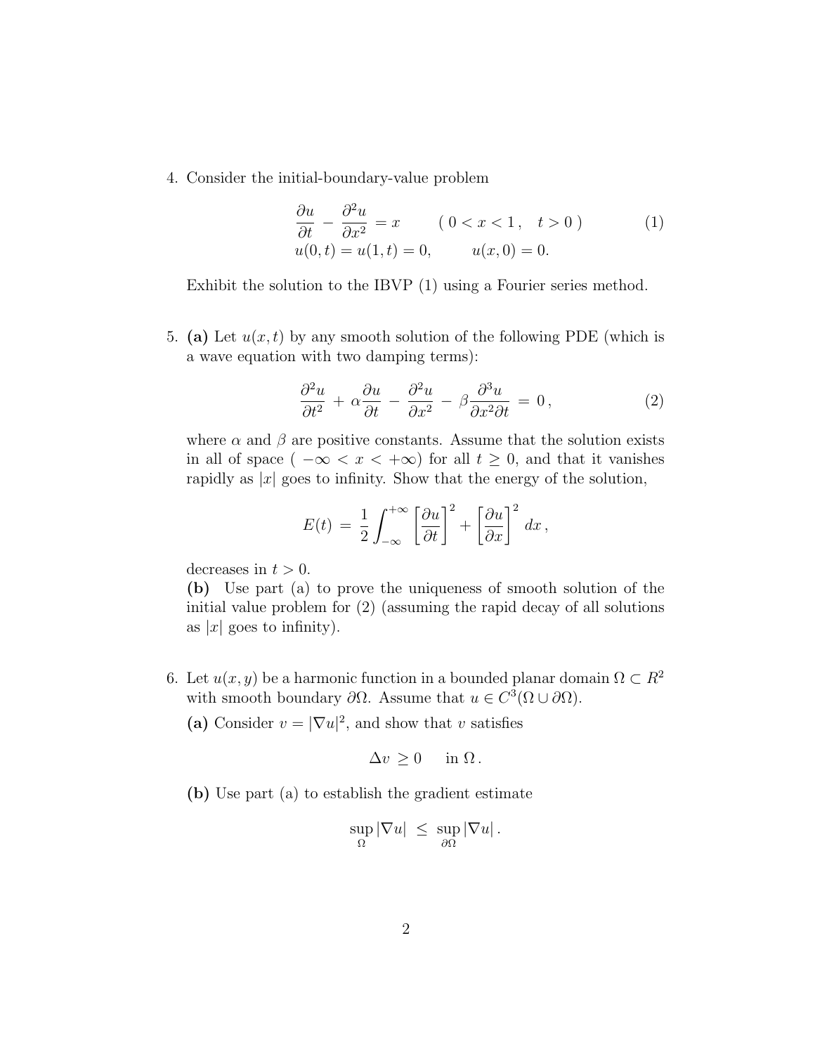4. Consider the initial-boundary-value problem

$$
\begin{aligned}
&\frac{\partial u}{\partial t} - \frac{\partial^2 u}{\partial x^2} = x \qquad (\, 0 < x < 1\,, \quad t > 0\,) \\
&u(0,t) = u(1,t) = 0, \qquad u(x,0) = 0.
\end{aligned}
\tag{1}
$$

Exhibit the solution to the IBVP (1) using a Fourier series method.

5. **(a)** Let $u(x,t)$ by any smooth solution of the following PDE (which is a wave equation with two damping terms):

$$
\frac{\partial^2 u}{\partial t^2} + \alpha \frac{\partial u}{\partial t} - \frac{\partial^2 u}{\partial x^2} - \beta \frac{\partial^3 u}{\partial x^2 \partial t} = 0\,, \tag{2}
$$

where $\alpha$ and $\beta$ are positive constants. Assume that the solution exists in all of space ( $-\infty < x < +\infty$) for all $t \geq 0$, and that it vanishes rapidly as $|x|$ goes to infinity. Show that the energy of the solution,

$$
E(t) = \frac{1}{2} \int_{-\infty}^{+\infty} \left[\frac{\partial u}{\partial t}\right]^2 + \left[\frac{\partial u}{\partial x}\right]^2 \, dx\,,
$$

decreases in $t > 0$.

**(b)** Use part (a) to prove the uniqueness of smooth solution of the initial value problem for (2) (assuming the rapid decay of all solutions as $|x|$ goes to infinity).

6. Let $u(x,y)$ be a harmonic function in a bounded planar domain $\Omega \subset R^2$ with smooth boundary $\partial\Omega$. Assume that $u \in C^3(\Omega \cup \partial\Omega)$.

**(a)** Consider $v = |\nabla u|^2$, and show that $v$ satisfies

$$
\Delta v \geq 0 \quad \text{in } \Omega\,.
$$

**(b)** Use part (a) to establish the gradient estimate

$$
\sup_{\Omega} |\nabla u| \leq \sup_{\partial\Omega} |\nabla u|\,.
$$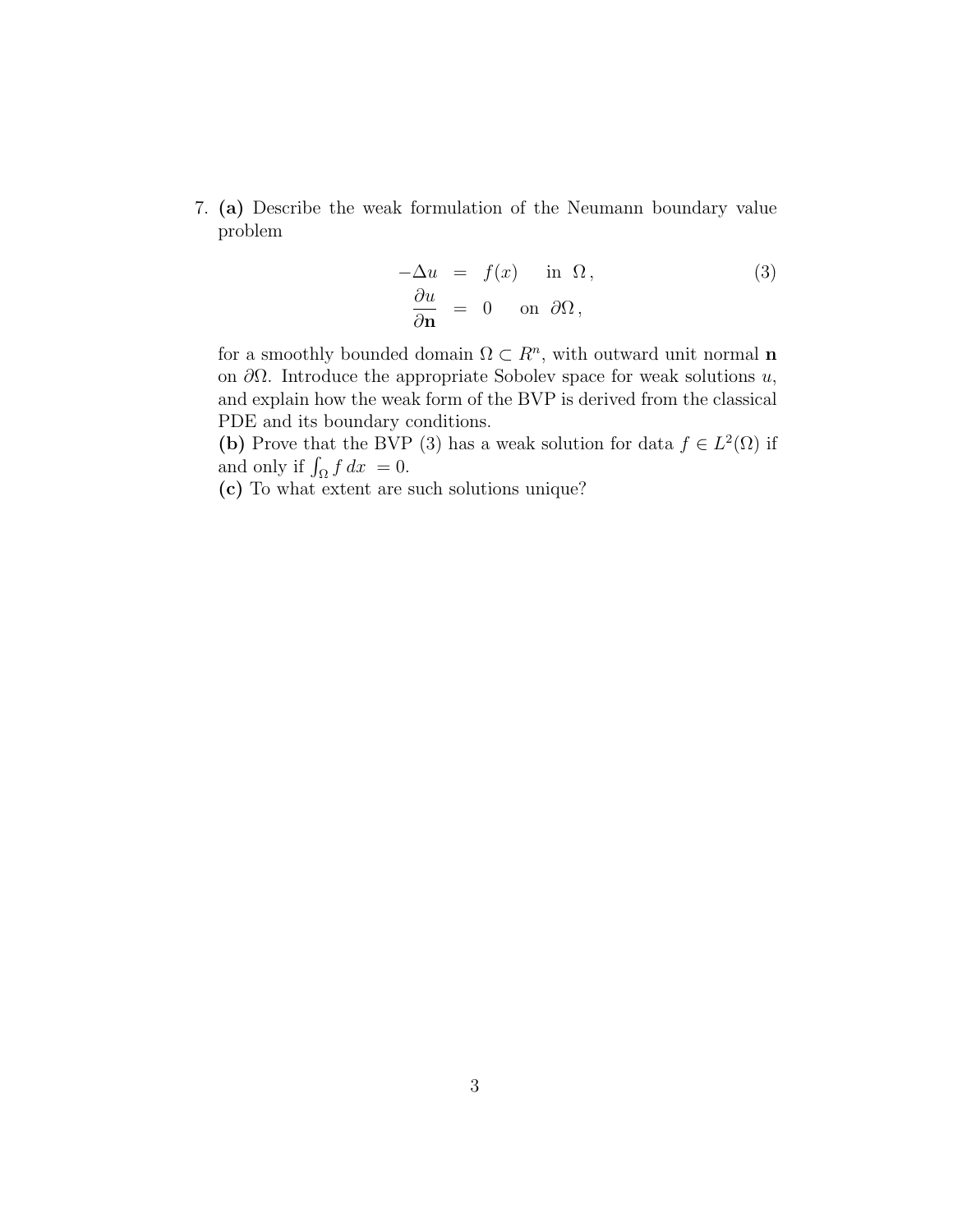7. **(a)** Describe the weak formulation of the Neumann boundary value problem

$$
\begin{aligned}
-\Delta u &= f(x) \quad \text{in } \Omega\,, \\
\frac{\partial u}{\partial \mathbf{n}} &= 0 \quad \text{on } \partial\Omega\,,
\end{aligned}
\tag{3}
$$

for a smoothly bounded domain $\Omega \subset R^n$, with outward unit normal $\mathbf{n}$ on $\partial\Omega$. Introduce the appropriate Sobolev space for weak solutions $u$, and explain how the weak form of the BVP is derived from the classical PDE and its boundary conditions.

**(b)** Prove that the BVP (3) has a weak solution for data $f \in L^2(\Omega)$ if and only if $\int_\Omega f\,dx = 0$.

**(c)** To what extent are such solutions unique?